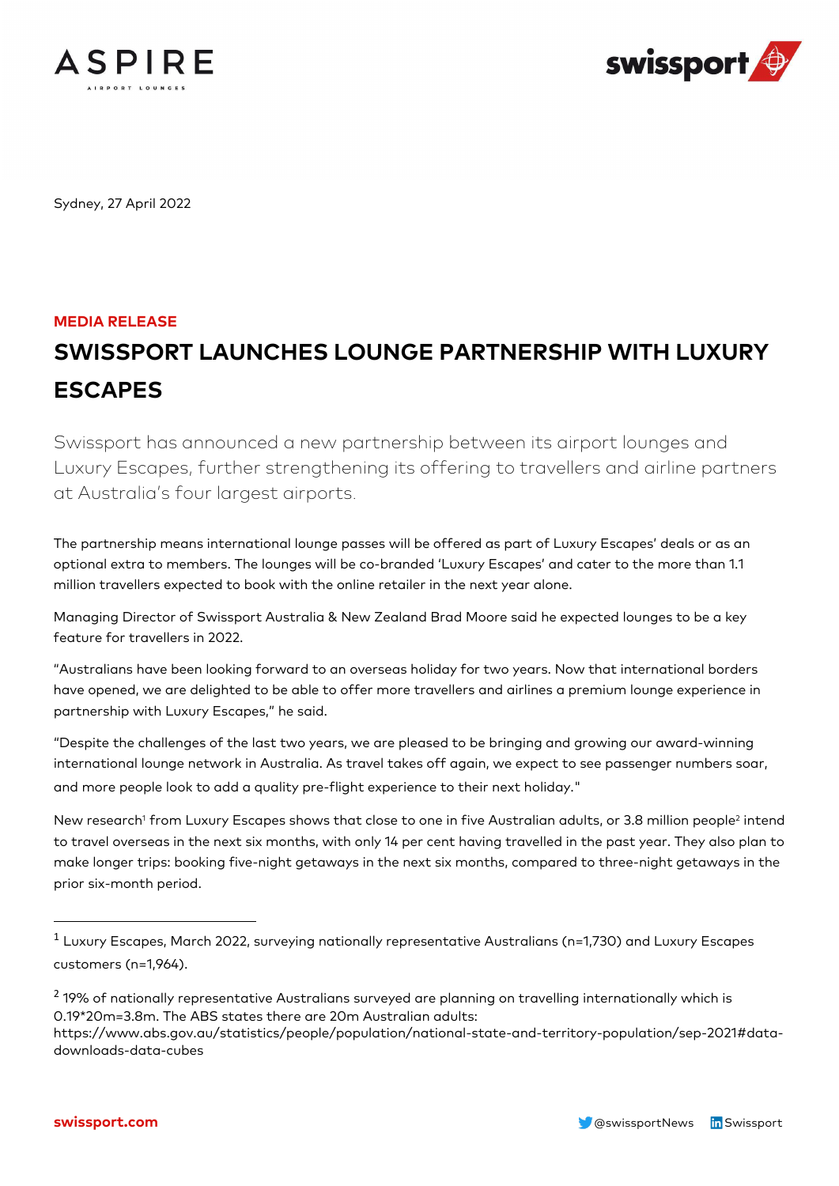Sydney, 27 April 2022

**MEDIA RELEASE**

# SWISSPORT LAUNCHES LOUNGE PARTNERSHIP WITH LUXURY ESCAPES

Swissport has announced a new partnership between its airport lounges and Luxury Escapes, further strengthening its offering to travellers and airline partners at Australia's four largest airports.

The partnership means international lounge passes will be offered as part of Luxury Escapes' deals or as an optional extra to members. The lounges will be co-branded 'Luxury Escapes' and cater to the more than 1.1 million travellers expected to book with the online retailer in the next year alone.

Managing Director of Swissport Australia & New Zealand Brad Moore said he expected lounges to be a key feature for travellers in 2022.

"Australians have been looking forward to an overseas holiday for two years. Now that international borders have opened, we are delighted to be able to offer more travellers and airlines a premium lounge experience in partnership with Luxury Escapes," he said.

"Despite the challenges of the last two years, we are pleased to be bringing and growing our award-winning international lounge network in Australia. As travel takes off again, we expect to see passenger numbers soar, and more people look to add a quality pre-flight experience to their next holiday."

New research[1] from Luxury Escapes shows that close to one in five Australian adults, or 3.8 million people[2] intend to travel overseas in the next six months, with only 14 per cent having travelled in the past year. They also plan to make longer trips: booking five-night getaways in the next six months, compared to three-night getaways in the prior six-month period.

---

[1] Luxury Escapes, March 2022, surveying nationally representative Australians (n=1,730) and Luxury Escapes customers (n=1,964).

[2] 19% of nationally representative Australians surveyed are planning on travelling internationally which is 0.19*20m=3.8m. The ABS states there are 20m Australian adults: https://www.abs.gov.au/statistics/people/population/national-state-and-territory-population/sep-2021#data-downloads-data-cubes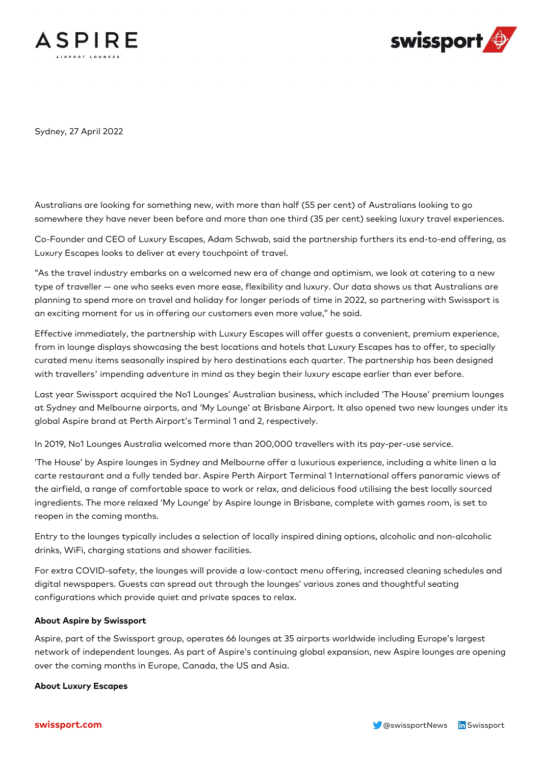Sydney, 27 April 2022

Australians are looking for something new, with more than half (55 per cent) of Australians looking to go somewhere they have never been before and more than one third (35 per cent) seeking luxury travel experiences.

Co-Founder and CEO of Luxury Escapes, Adam Schwab, said the partnership furthers its end-to-end offering, as Luxury Escapes looks to deliver at every touchpoint of travel.

"As the travel industry embarks on a welcomed new era of change and optimism, we look at catering to a new type of traveller — one who seeks even more ease, flexibility and luxury. Our data shows us that Australians are planning to spend more on travel and holiday for longer periods of time in 2022, so partnering with Swissport is an exciting moment for us in offering our customers even more value," he said.

Effective immediately, the partnership with Luxury Escapes will offer guests a convenient, premium experience, from in lounge displays showcasing the best locations and hotels that Luxury Escapes has to offer, to specially curated menu items seasonally inspired by hero destinations each quarter. The partnership has been designed with travellers' impending adventure in mind as they begin their luxury escape earlier than ever before.

Last year Swissport acquired the No1 Lounges' Australian business, which included 'The House' premium lounges at Sydney and Melbourne airports, and 'My Lounge' at Brisbane Airport. It also opened two new lounges under its global Aspire brand at Perth Airport's Terminal 1 and 2, respectively.

In 2019, No1 Lounges Australia welcomed more than 200,000 travellers with its pay-per-use service.

'The House' by Aspire lounges in Sydney and Melbourne offer a luxurious experience, including a white linen a la carte restaurant and a fully tended bar. Aspire Perth Airport Terminal 1 International offers panoramic views of the airfield, a range of comfortable space to work or relax, and delicious food utilising the best locally sourced ingredients. The more relaxed 'My Lounge' by Aspire lounge in Brisbane, complete with games room, is set to reopen in the coming months.

Entry to the lounges typically includes a selection of locally inspired dining options, alcoholic and non-alcoholic drinks, WiFi, charging stations and shower facilities.

For extra COVID-safety, the lounges will provide a low-contact menu offering, increased cleaning schedules and digital newspapers. Guests can spread out through the lounges' various zones and thoughtful seating configurations which provide quiet and private spaces to relax.

**About Aspire by Swissport**

Aspire, part of the Swissport group, operates 66 lounges at 35 airports worldwide including Europe's largest network of independent lounges. As part of Aspire's continuing global expansion, new Aspire lounges are opening over the coming months in Europe, Canada, the US and Asia.

**About Luxury Escapes**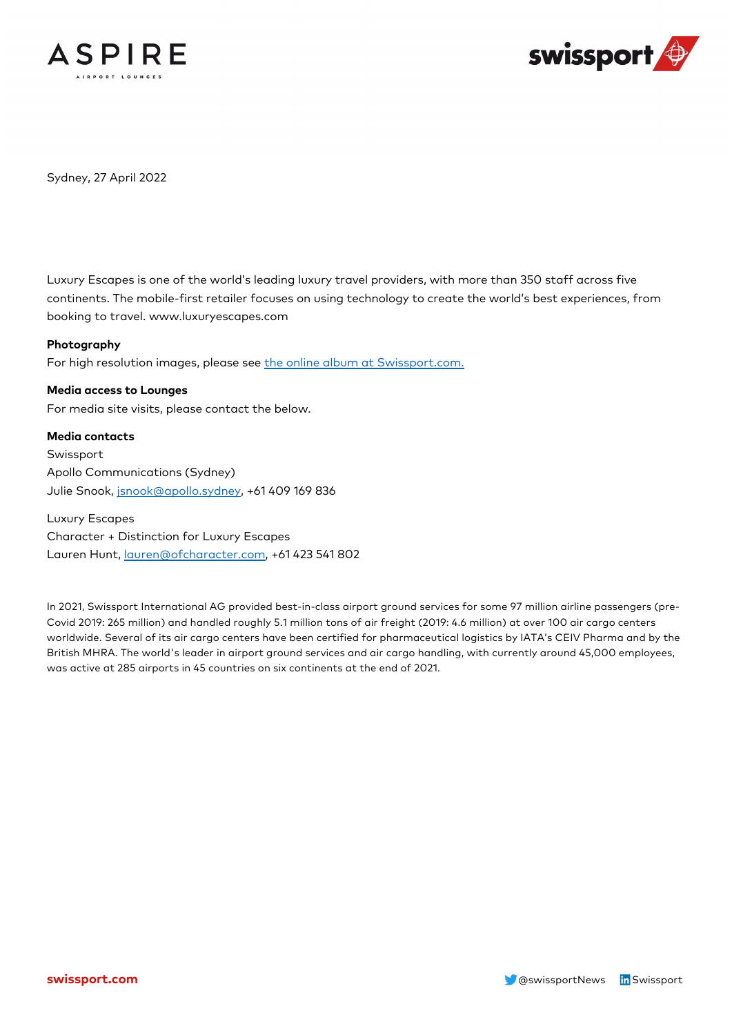Sydney, 27 April 2022

Luxury Escapes is one of the world's leading luxury travel providers, with more than 350 staff across five continents. The mobile-first retailer focuses on using technology to create the world's best experiences, from booking to travel. www.luxuryescapes.com

**Photography**

For high resolution images, please see the online album at Swissport.com.

**Media access to Lounges**

For media site visits, please contact the below.

**Media contacts**

Swissport
Apollo Communications (Sydney)
Julie Snook, jsnook@apollo.sydney, +61 409 169 836

Luxury Escapes
Character + Distinction for Luxury Escapes
Lauren Hunt, lauren@ofcharacter.com, +61 423 541 802

In 2021, Swissport International AG provided best-in-class airport ground services for some 97 million airline passengers (pre-Covid 2019: 265 million) and handled roughly 5.1 million tons of air freight (2019: 4.6 million) at over 100 air cargo centers worldwide. Several of its air cargo centers have been certified for pharmaceutical logistics by IATA's CEIV Pharma and by the British MHRA. The world's leader in airport ground services and air cargo handling, with currently around 45,000 employees, was active at 285 airports in 45 countries on six continents at the end of 2021.